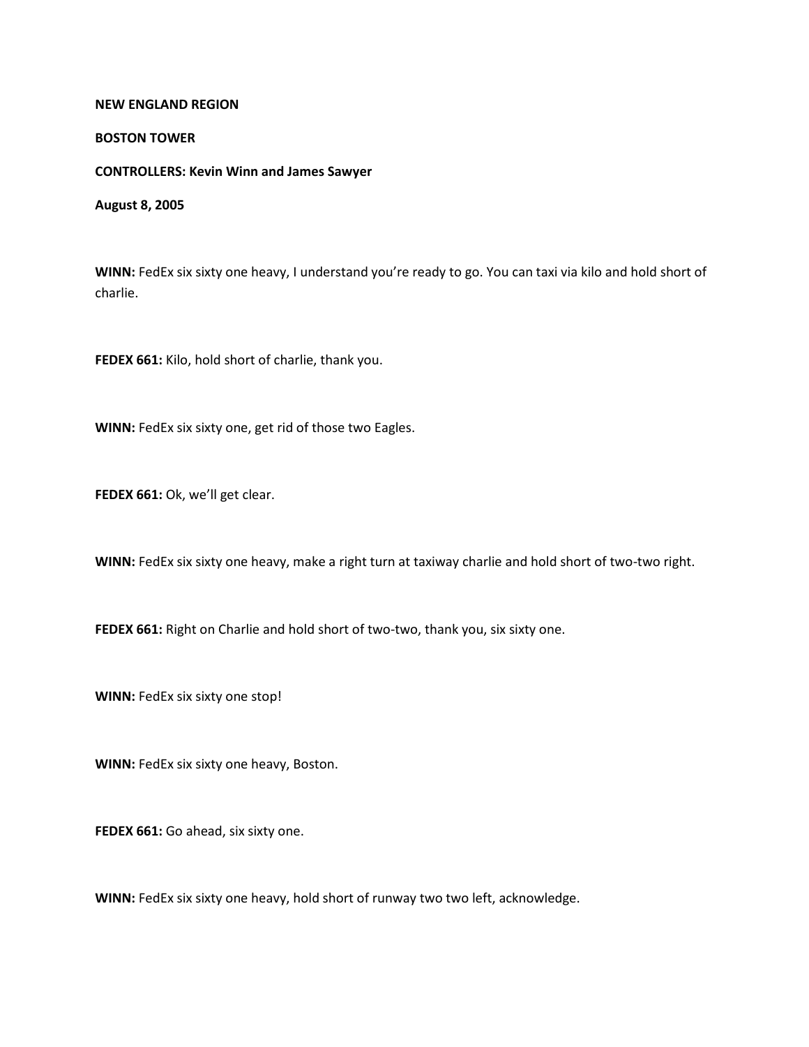**NEW ENGLAND REGION**

**BOSTON TOWER**

**CONTROLLERS: Kevin Winn and James Sawyer**

**August 8, 2005**

**WINN:** FedEx six sixty one heavy, I understand you're ready to go. You can taxi via kilo and hold short of charlie.

**FEDEX 661:** Kilo, hold short of charlie, thank you.

**WINN:** FedEx six sixty one, get rid of those two Eagles.

**FEDEX 661:** Ok, we'll get clear.

**WINN:** FedEx six sixty one heavy, make a right turn at taxiway charlie and hold short of two-two right.

**FEDEX 661:** Right on Charlie and hold short of two-two, thank you, six sixty one.

**WINN:** FedEx six sixty one stop!

**WINN:** FedEx six sixty one heavy, Boston.

**FEDEX 661:** Go ahead, six sixty one.

**WINN:** FedEx six sixty one heavy, hold short of runway two two left, acknowledge.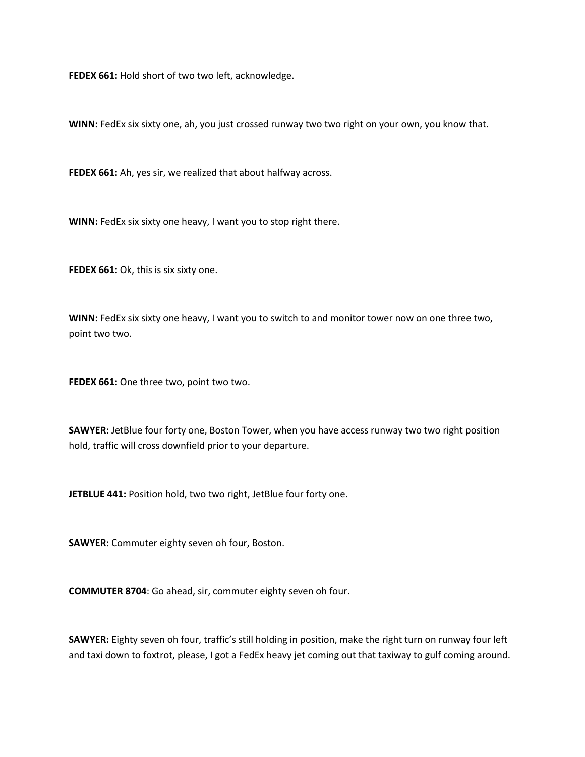**FEDEX 661:** Hold short of two two left, acknowledge.

**WINN:** FedEx six sixty one, ah, you just crossed runway two two right on your own, you know that.

**FEDEX 661:** Ah, yes sir, we realized that about halfway across.

**WINN:** FedEx six sixty one heavy, I want you to stop right there.

**FEDEX 661:** Ok, this is six sixty one.

**WINN:** FedEx six sixty one heavy, I want you to switch to and monitor tower now on one three two, point two two.

**FEDEX 661:** One three two, point two two.

**SAWYER:** JetBlue four forty one, Boston Tower, when you have access runway two two right position hold, traffic will cross downfield prior to your departure.

**JETBLUE 441:** Position hold, two two right, JetBlue four forty one.

**SAWYER:** Commuter eighty seven oh four, Boston.

**COMMUTER 8704**: Go ahead, sir, commuter eighty seven oh four.

**SAWYER:** Eighty seven oh four, traffic's still holding in position, make the right turn on runway four left and taxi down to foxtrot, please, I got a FedEx heavy jet coming out that taxiway to gulf coming around.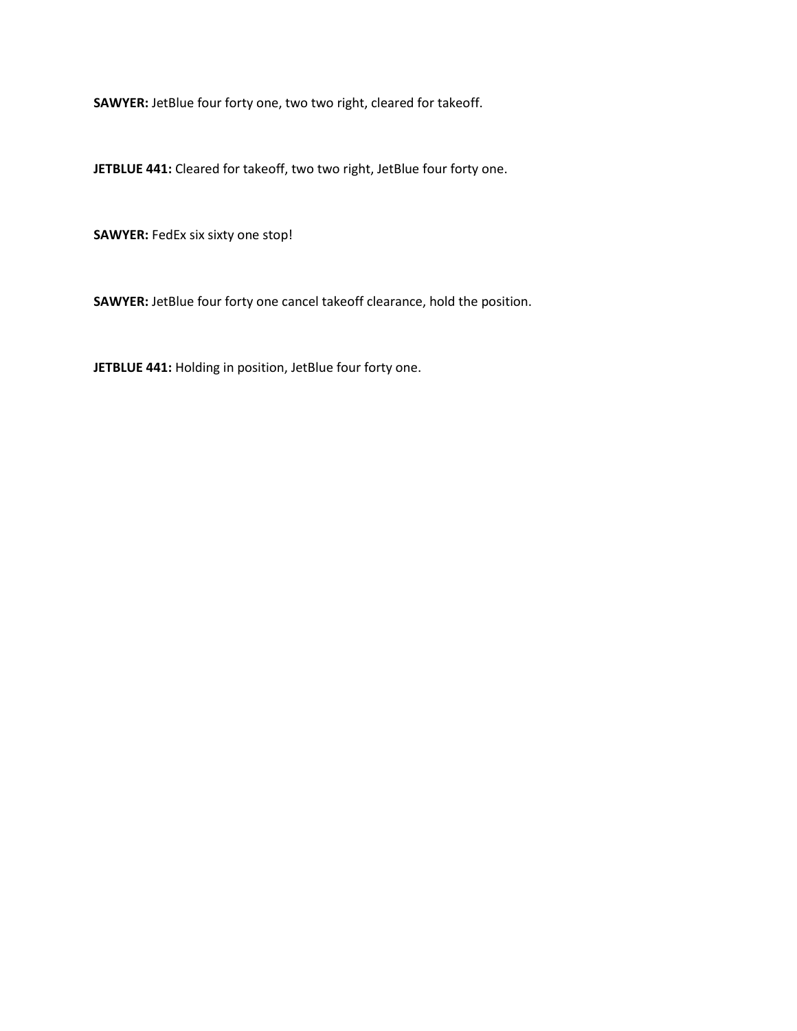**SAWYER:** JetBlue four forty one, two two right, cleared for takeoff.

**JETBLUE 441:** Cleared for takeoff, two two right, JetBlue four forty one.

**SAWYER:** FedEx six sixty one stop!

**SAWYER:** JetBlue four forty one cancel takeoff clearance, hold the position.

**JETBLUE 441:** Holding in position, JetBlue four forty one.